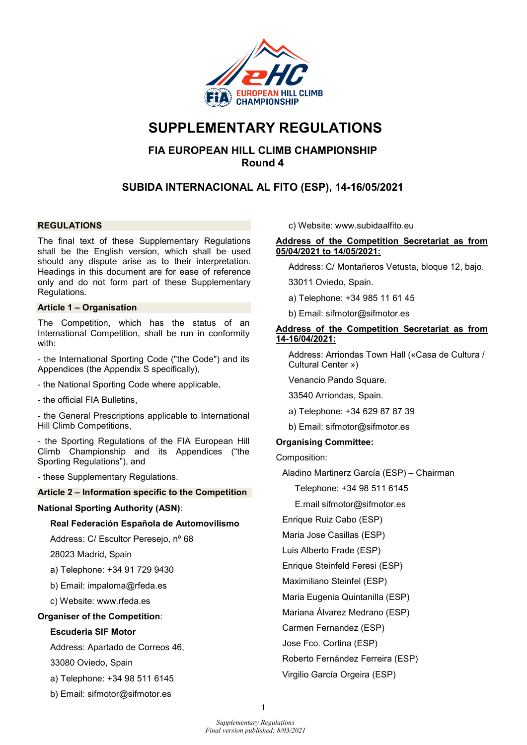# SUPPLEMENTARY REGULATIONS

## FIA EUROPEAN HILL CLIMB CHAMPIONSHIP
## Round 4

## SUBIDA INTERNACIONAL AL FITO (ESP), 14-16/05/2021

### REGULATIONS

The final text of these Supplementary Regulations shall be the English version, which shall be used should any dispute arise as to their interpretation. Headings in this document are for ease of reference only and do not form part of these Supplementary Regulations.

### Article 1 – Organisation

The Competition, which has the status of an International Competition, shall be run in conformity with:

- the International Sporting Code ("the Code") and its Appendices (the Appendix S specifically),

- the National Sporting Code where applicable,

- the official FIA Bulletins,

- the General Prescriptions applicable to International Hill Climb Competitions,

- the Sporting Regulations of the FIA European Hill Climb Championship and its Appendices ("the Sporting Regulations"), and

- these Supplementary Regulations.

### Article 2 – Information specific to the Competition

**National Sporting Authority (ASN)**:

**Real Federación Española de Automovilismo**

Address: C/ Escultor Peresejo, nº 68

28023 Madrid, Spain

a) Telephone: +34 91 729 9430

b) Email: impaloma@rfeda.es

c) Website: www.rfeda.es

**Organiser of the Competition**:

**Escuderia SIF Motor**

Address: Apartado de Correos 46,

33080 Oviedo, Spain

a) Telephone: +34 98 511 6145

b) Email: sifmotor@sifmotor.es

c) Website: www.subidaalfito.eu

**Address of the Competition Secretariat as from 05/04/2021 to 14/05/2021:**

Address: C/ Montañeros Vetusta, bloque 12, bajo.

33011 Oviedo, Spain.

a) Telephone: +34 985 11 61 45

b) Email: sifmotor@sifmotor.es

**Address of the Competition Secretariat as from 14-16/04/2021:**

Address: Arriondas Town Hall («Casa de Cultura / Cultural Center »)

Venancio Pando Square.

33540 Arriondas, Spain.

a) Telephone: +34 629 87 87 39

b) Email: sifmotor@sifmotor.es

**Organising Committee:**

Composition:

Aladino Martinerz García (ESP) – Chairman

Telephone: +34 98 511 6145

E.mail sifmotor@sifmotor.es

Enrique Ruiz Cabo (ESP)

Maria Jose Casillas (ESP)

Luis Alberto Frade (ESP)

Enrique Steinfeld Feresi (ESP)

Maximiliano Steinfel (ESP)

Maria Eugenia Quintanilla (ESP)

Mariana Álvarez Medrano (ESP)

Carmen Fernandez (ESP)

Jose Fco. Cortina (ESP)

Roberto Fernández Ferreira (ESP)

Virgilio García Orgeira (ESP)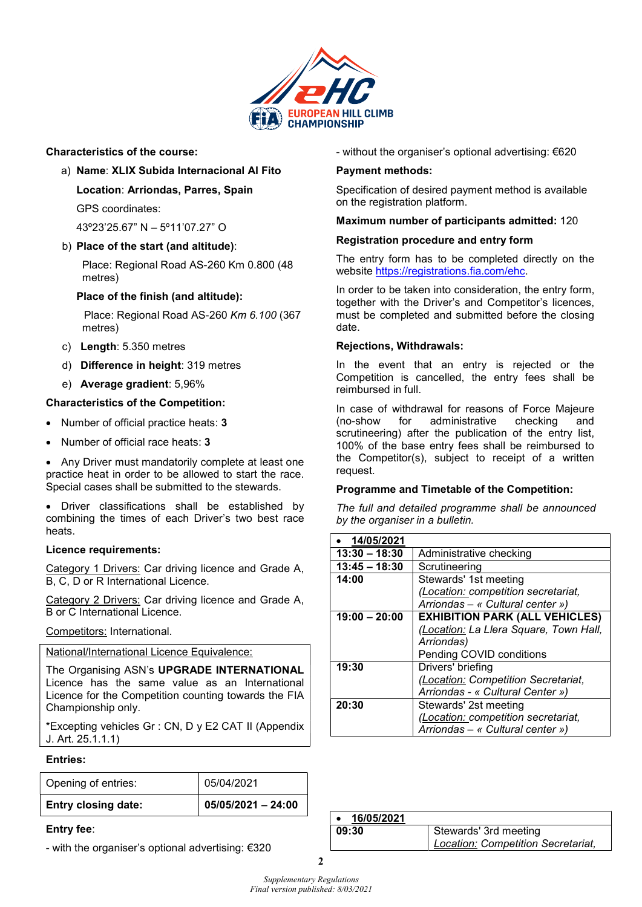**Characteristics of the course:**

a) **Name**: **XLIX Subida Internacional Al Fito**

**Location**: **Arriondas, Parres, Spain**

GPS coordinates:

43º23'25.67" N – 5º11'07.27" O

b) **Place of the start (and altitude)**:

Place: Regional Road AS-260 Km 0.800 (48 metres)

**Place of the finish (and altitude):**

Place: Regional Road AS-260 *Km 6.100* (367 metres)

c) **Length**: 5.350 metres

d) **Difference in height**: 319 metres

e) **Average gradient**: 5,96%

**Characteristics of the Competition:**

- Number of official practice heats: **3**
- Number of official race heats: **3**
- Any Driver must mandatorily complete at least one practice heat in order to be allowed to start the race. Special cases shall be submitted to the stewards.
- Driver classifications shall be established by combining the times of each Driver's two best race heats.

**Licence requirements:**

Category 1 Drivers: Car driving licence and Grade A, B, C, D or R International Licence.

Category 2 Drivers: Car driving licence and Grade A, B or C International Licence.

Competitors: International.

National/International Licence Equivalence:

The Organising ASN's **UPGRADE INTERNATIONAL** Licence has the same value as an International Licence for the Competition counting towards the FIA Championship only.

*Excepting vehicles Gr : CN, D y E2 CAT II (Appendix J. Art. 25.1.1.1)

**Entries:**

| Opening of entries: | 05/04/2021 |
|---|---|
| **Entry closing date:** | **05/05/2021 – 24:00** |

**Entry fee**:

- with the organiser's optional advertising: €320

- without the organiser's optional advertising: €620

**Payment methods:**

Specification of desired payment method is available on the registration platform.

**Maximum number of participants admitted:** 120

**Registration procedure and entry form**

The entry form has to be completed directly on the website https://registrations.fia.com/ehc.

In order to be taken into consideration, the entry form, together with the Driver's and Competitor's licences, must be completed and submitted before the closing date.

**Rejections, Withdrawals:**

In the event that an entry is rejected or the Competition is cancelled, the entry fees shall be reimbursed in full.

In case of withdrawal for reasons of Force Majeure (no-show for administrative checking and scrutineering) after the publication of the entry list, 100% of the base entry fees shall be reimbursed to the Competitor(s), subject to receipt of a written request.

**Programme and Timetable of the Competition:**

*The full and detailed programme shall be announced by the organiser in a bulletin.*

| • **14/05/2021** | |
|---|---|
| **13:30 – 18:30** | Administrative checking |
| **13:45 – 18:30** | Scrutineering |
| **14:00** | Stewards' 1st meeting<br>*(Location: competition secretariat, Arriondas – « Cultural center »)* |
| **19:00 – 20:00** | **EXHIBITION PARK (ALL VEHICLES)**<br>*(Location: La Llera Square, Town Hall, Arriondas)*<br>Pending COVID conditions |
| **19:30** | Drivers' briefing<br>*(Location: Competition Secretariat, Arriondas - « Cultural Center »)* |
| **20:30** | Stewards' 2st meeting<br>*(Location: competition secretariat, Arriondas – « Cultural center »)* |

| • **16/05/2021** | |
|---|---|
| **09:30** | Stewards' 3rd meeting<br>*Location: Competition Secretariat,* |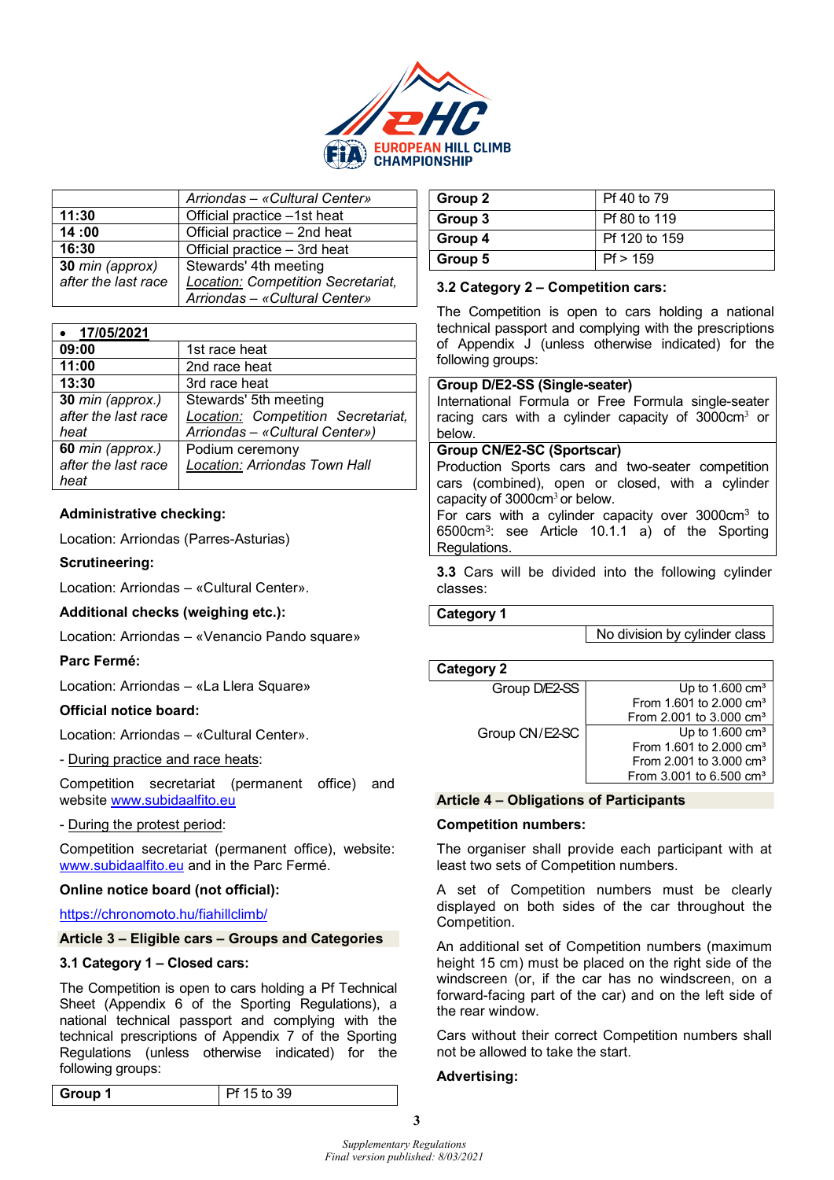| | *Arriondas – «Cultural Center»* |
|---|---|
| **11:30** | Official practice –1st heat |
| **14 :00** | Official practice – 2nd heat |
| **16:30** | Official practice – 3rd heat |
| **30** *min (approx) after the last race* | Stewards' 4th meeting *Location: Competition Secretariat, Arriondas – «Cultural Center»* |

| • **17/05/2021** | |
|---|---|
| **09:00** | 1st race heat |
| **11:00** | 2nd race heat |
| **13:30** | 3rd race heat |
| **30** *min (approx.) after the last race heat* | Stewards' 5th meeting *Location: Competition Secretariat, Arriondas – «Cultural Center»)* |
| **60** *min (approx.) after the last race heat* | Podium ceremony *Location: Arriondas Town Hall* |

**Administrative checking:**

Location: Arriondas (Parres-Asturias)

**Scrutineering:**

Location: Arriondas – «Cultural Center».

**Additional checks (weighing etc.):**

Location: Arriondas – «Venancio Pando square»

**Parc Fermé:**

Location: Arriondas – «La Llera Square»

**Official notice board:**

Location: Arriondas – «Cultural Center».

- During practice and race heats:

Competition secretariat (permanent office) and website www.subidaalfito.eu

- During the protest period:

Competition secretariat (permanent office), website: www.subidaalfito.eu and in the Parc Fermé.

**Online notice board (not official):**

https://chronomoto.hu/fiahillclimb/

## Article 3 – Eligible cars – Groups and Categories

### 3.1 Category 1 – Closed cars:

The Competition is open to cars holding a Pf Technical Sheet (Appendix 6 of the Sporting Regulations), a national technical passport and complying with the technical prescriptions of Appendix 7 of the Sporting Regulations (unless otherwise indicated) for the following groups:

| | |
|---|---|
| **Group 1** | Pf 15 to 39 |
| **Group 2** | Pf 40 to 79 |
| **Group 3** | Pf 80 to 119 |
| **Group 4** | Pf 120 to 159 |
| **Group 5** | Pf > 159 |

### 3.2 Category 2 – Competition cars:

The Competition is open to cars holding a national technical passport and complying with the prescriptions of Appendix J (unless otherwise indicated) for the following groups:

**Group D/E2-SS (Single-seater)**
International Formula or Free Formula single-seater racing cars with a cylinder capacity of 3000cm³ or below.

**Group CN/E2-SC (Sportscar)**
Production Sports cars and two-seater competition cars (combined), open or closed, with a cylinder capacity of 3000cm³ or below.
For cars with a cylinder capacity over 3000cm³ to 6500cm³: see Article 10.1.1 a) of the Sporting Regulations.

**3.3** Cars will be divided into the following cylinder classes:

| **Category 1** | |
|---|---|
| | No division by cylinder class |

| **Category 2** | |
|---|---|
| Group D/E2-SS | Up to 1.600 cm³ |
| | From 1.601 to 2.000 cm³ |
| | From 2.001 to 3.000 cm³ |
| Group CN/E2-SC | Up to 1.600 cm³ |
| | From 1.601 to 2.000 cm³ |
| | From 2.001 to 3.000 cm³ |
| | From 3.001 to 6.500 cm³ |

## Article 4 – Obligations of Participants

**Competition numbers:**

The organiser shall provide each participant with at least two sets of Competition numbers.

A set of Competition numbers must be clearly displayed on both sides of the car throughout the Competition.

An additional set of Competition numbers (maximum height 15 cm) must be placed on the right side of the windscreen (or, if the car has no windscreen, on a forward-facing part of the car) and on the left side of the rear window.

Cars without their correct Competition numbers shall not be allowed to take the start.

**Advertising:**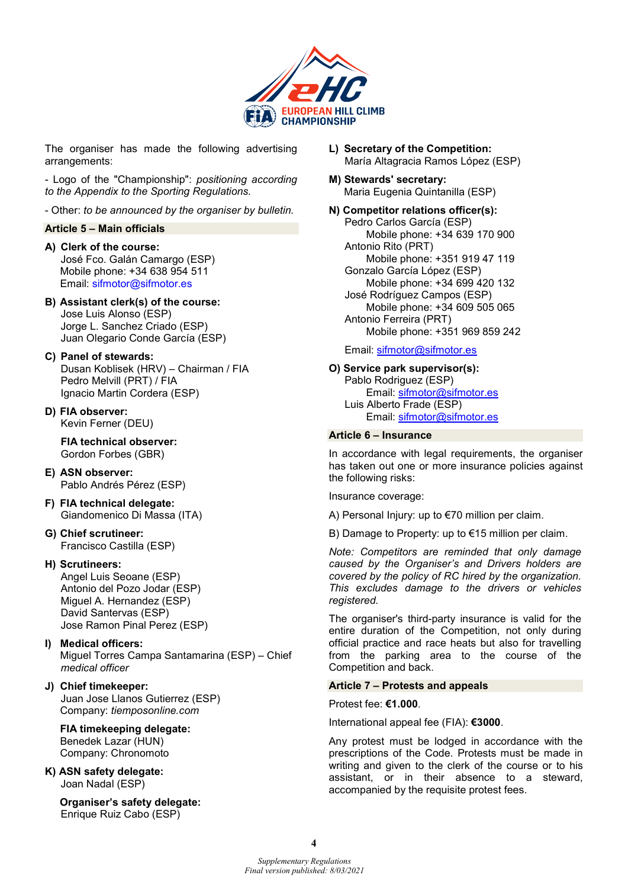The organiser has made the following advertising arrangements:

- Logo of the "Championship": *positioning according to the Appendix to the Sporting Regulations.*

- Other: *to be announced by the organiser by bulletin.*

## Article 5 – Main officials

**A) Clerk of the course:**
José Fco. Galán Camargo (ESP)
Mobile phone: +34 638 954 511
Email: sifmotor@sifmotor.es

**B) Assistant clerk(s) of the course:**
Jose Luis Alonso (ESP)
Jorge L. Sanchez Criado (ESP)
Juan Olegario Conde García (ESP)

**C) Panel of stewards:**
Dusan Koblisek (HRV) – Chairman / FIA
Pedro Melvill (PRT) / FIA
Ignacio Martin Cordera (ESP)

**D) FIA observer:**
Kevin Ferner (DEU)

**FIA technical observer:**
Gordon Forbes (GBR)

**E) ASN observer:**
Pablo Andrés Pérez (ESP)

**F) FIA technical delegate:**
Giandomenico Di Massa (ITA)

**G) Chief scrutineer:**
Francisco Castilla (ESP)

**H) Scrutineers:**
Angel Luis Seoane (ESP)
Antonio del Pozo Jodar (ESP)
Miguel A. Hernandez (ESP)
David Santervas (ESP)
Jose Ramon Pinal Perez (ESP)

**I) Medical officers:**
Miguel Torres Campa Santamarina (ESP) – Chief *medical officer*

**J) Chief timekeeper:**
Juan Jose Llanos Gutierrez (ESP)
Company: *tiemposonline.com*

**FIA timekeeping delegate:**
Benedek Lazar (HUN)
Company: Chronomoto

**K) ASN safety delegate:**
Joan Nadal (ESP)

**Organiser's safety delegate:**
Enrique Ruiz Cabo (ESP)

**L) Secretary of the Competition:**
María Altagracia Ramos López (ESP)

**M) Stewards' secretary:**
Maria Eugenia Quintanilla (ESP)

**N) Competitor relations officer(s):**
Pedro Carlos García (ESP)
Mobile phone: +34 639 170 900
Antonio Rito (PRT)
Mobile phone: +351 919 47 119
Gonzalo García López (ESP)
Mobile phone: +34 699 420 132
José Rodríguez Campos (ESP)
Mobile phone: +34 609 505 065
Antonio Ferreira (PRT)
Mobile phone: +351 969 859 242

Email: sifmotor@sifmotor.es

**O) Service park supervisor(s):**
Pablo Rodriguez (ESP)
Email: sifmotor@sifmotor.es
Luis Alberto Frade (ESP)
Email: sifmotor@sifmotor.es

## Article 6 – Insurance

In accordance with legal requirements, the organiser has taken out one or more insurance policies against the following risks:

Insurance coverage:

A) Personal Injury: up to €70 million per claim.

B) Damage to Property: up to €15 million per claim.

*Note: Competitors are reminded that only damage caused by the Organiser's and Drivers holders are covered by the policy of RC hired by the organization. This excludes damage to the drivers or vehicles registered.*

The organiser's third-party insurance is valid for the entire duration of the Competition, not only during official practice and race heats but also for travelling from the parking area to the course of the Competition and back.

## Article 7 – Protests and appeals

Protest fee: **€1.000**.

International appeal fee (FIA): **€3000**.

Any protest must be lodged in accordance with the prescriptions of the Code. Protests must be made in writing and given to the clerk of the course or to his assistant, or in their absence to a steward, accompanied by the requisite protest fees.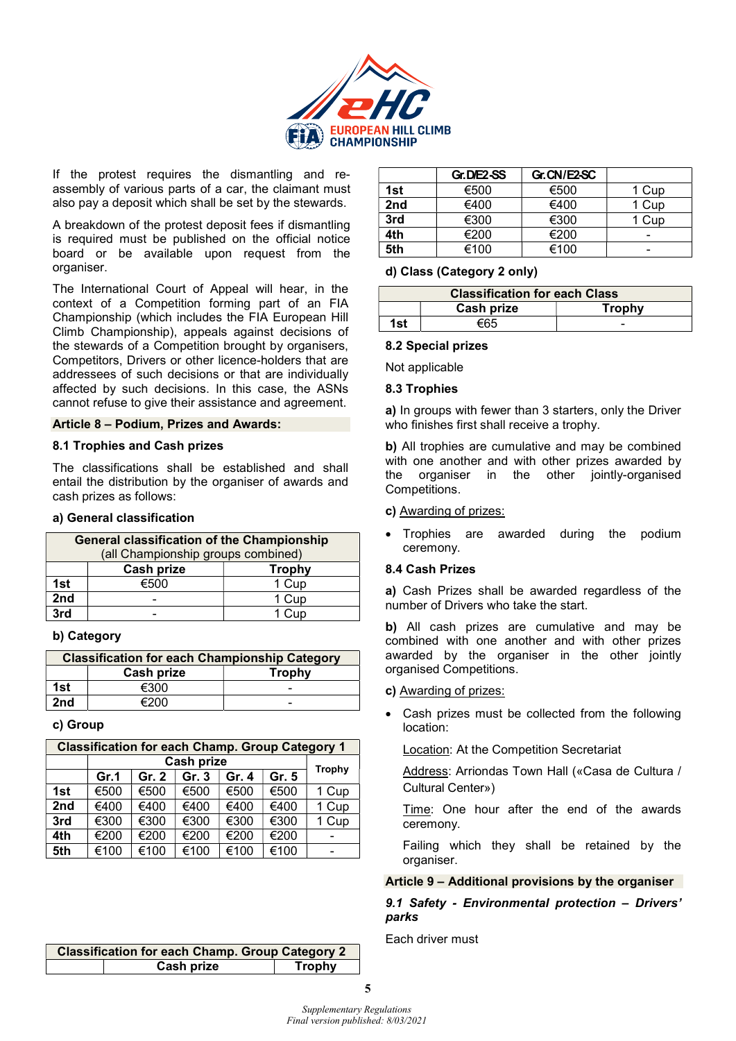If the protest requires the dismantling and re-assembly of various parts of a car, the claimant must also pay a deposit which shall be set by the stewards.

A breakdown of the protest deposit fees if dismantling is required must be published on the official notice board or be available upon request from the organiser.

The International Court of Appeal will hear, in the context of a Competition forming part of an FIA Championship (which includes the FIA European Hill Climb Championship), appeals against decisions of the stewards of a Competition brought by organisers, Competitors, Drivers or other licence-holders that are addressees of such decisions or that are individually affected by such decisions. In this case, the ASNs cannot refuse to give their assistance and agreement.

## Article 8 – Podium, Prizes and Awards:

### 8.1 Trophies and Cash prizes

The classifications shall be established and shall entail the distribution by the organiser of awards and cash prizes as follows:

**a) General classification**

| General classification of the Championship (all Championship groups combined) | | |
|---|---|---|
| | Cash prize | Trophy |
| 1st | €500 | 1 Cup |
| 2nd | - | 1 Cup |
| 3rd | - | 1 Cup |

**b) Category**

| Classification for each Championship Category | | |
|---|---|---|
| | Cash prize | Trophy |
| 1st | €300 | - |
| 2nd | €200 | - |

**c) Group**

| Classification for each Champ. Group Category 1 | | | | | | |
|---|---|---|---|---|---|---|
| | Cash prize | | | | | Trophy |
| | Gr.1 | Gr. 2 | Gr. 3 | Gr. 4 | Gr. 5 | |
| 1st | €500 | €500 | €500 | €500 | €500 | 1 Cup |
| 2nd | €400 | €400 | €400 | €400 | €400 | 1 Cup |
| 3rd | €300 | €300 | €300 | €300 | €300 | 1 Cup |
| 4th | €200 | €200 | €200 | €200 | €200 | - |
| 5th | €100 | €100 | €100 | €100 | €100 | - |

| Classification for each Champ. Group Category 2 | | | |
|---|---|---|---|
| | Cash prize | | Trophy |
| | Gr. D/E2-SS | Gr. CN/E2-SC | |
| 1st | €500 | €500 | 1 Cup |
| 2nd | €400 | €400 | 1 Cup |
| 3rd | €300 | €300 | 1 Cup |
| 4th | €200 | €200 | - |
| 5th | €100 | €100 | - |

**d) Class (Category 2 only)**

| Classification for each Class | | |
|---|---|---|
| | Cash prize | Trophy |
| 1st | €65 | - |

### 8.2 Special prizes

Not applicable

### 8.3 Trophies

**a)** In groups with fewer than 3 starters, only the Driver who finishes first shall receive a trophy.

**b)** All trophies are cumulative and may be combined with one another and with other prizes awarded by the organiser in the other jointly-organised Competitions.

**c)** Awarding of prizes:

- Trophies are awarded during the podium ceremony.

### 8.4 Cash Prizes

**a)** Cash Prizes shall be awarded regardless of the number of Drivers who take the start.

**b)** All cash prizes are cumulative and may be combined with one another and with other prizes awarded by the organiser in the other jointly organised Competitions.

**c)** Awarding of prizes:

- Cash prizes must be collected from the following location:

  Location: At the Competition Secretariat

  Address: Arriondas Town Hall («Casa de Cultura / Cultural Center»)

  Time: One hour after the end of the awards ceremony.

  Failing which they shall be retained by the organiser.

## Article 9 – Additional provisions by the organiser

### *9.1 Safety - Environmental protection – Drivers' parks*

Each driver must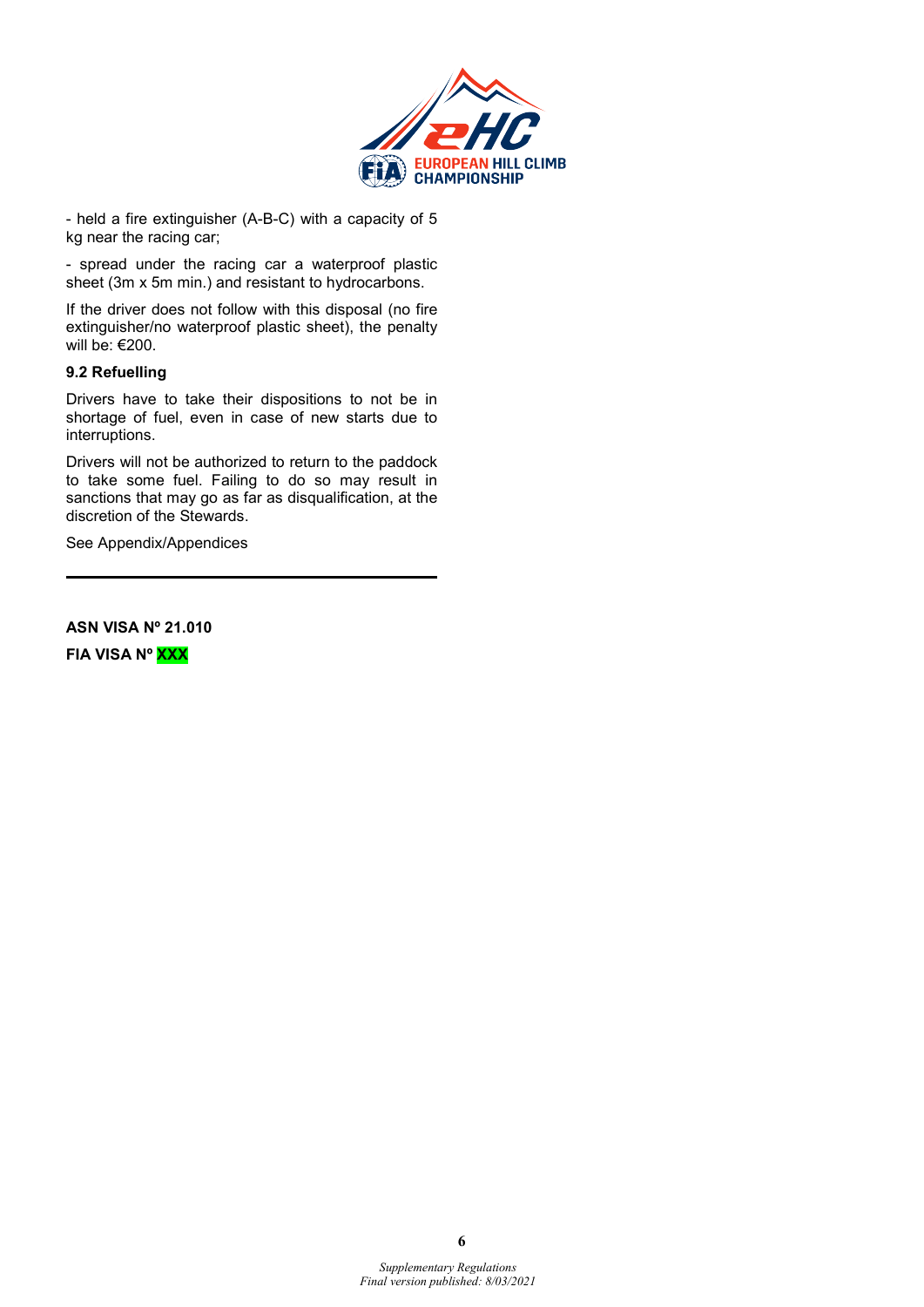- held a fire extinguisher (A-B-C) with a capacity of 5 kg near the racing car;

- spread under the racing car a waterproof plastic sheet (3m x 5m min.) and resistant to hydrocarbons.

If the driver does not follow with this disposal (no fire extinguisher/no waterproof plastic sheet), the penalty will be: €200.

**9.2 Refuelling**

Drivers have to take their dispositions to not be in shortage of fuel, even in case of new starts due to interruptions.

Drivers will not be authorized to return to the paddock to take some fuel. Failing to do so may result in sanctions that may go as far as disqualification, at the discretion of the Stewards.

See Appendix/Appendices

---

**ASN VISA Nº 21.010**

**FIA VISA Nº XXX**